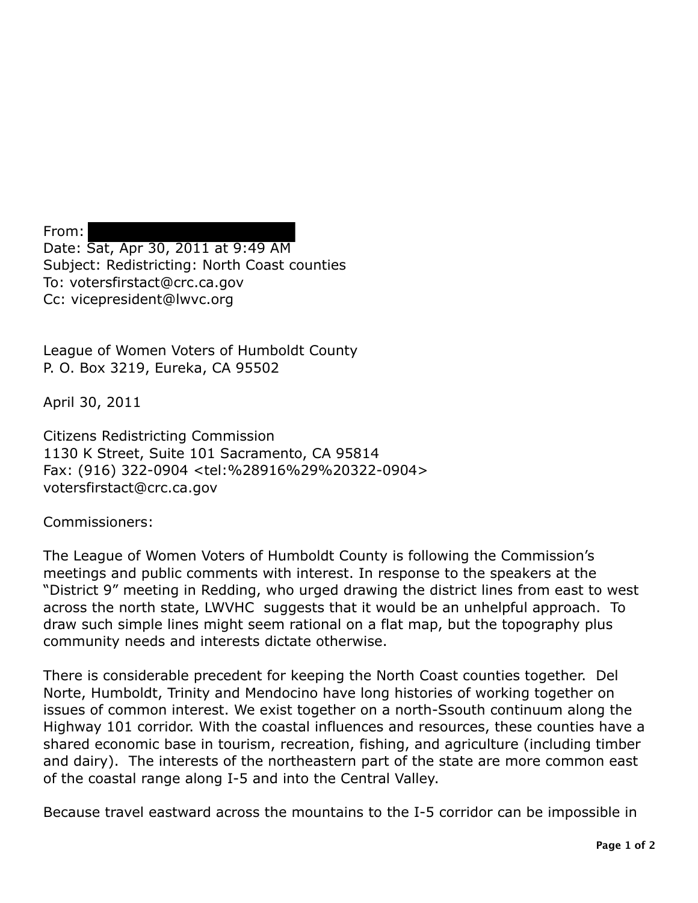From: [REDACTED]
Date: Sat, Apr 30, 2011 at 9:49 AM
Subject: Redistricting: North Coast counties
To: votersfirstact@crc.ca.gov
Cc: vicepresident@lwvc.org

League of Women Voters of Humboldt County
P. O. Box 3219, Eureka, CA 95502

April 30, 2011

Citizens Redistricting Commission
1130 K Street, Suite 101 Sacramento, CA 95814
Fax: (916) 322-0904 <tel:%28916%29%20322-0904>
votersfirstact@crc.ca.gov

Commissioners:

The League of Women Voters of Humboldt County is following the Commission's meetings and public comments with interest. In response to the speakers at the "District 9" meeting in Redding, who urged drawing the district lines from east to west across the north state, LWVHC suggests that it would be an unhelpful approach. To draw such simple lines might seem rational on a flat map, but the topography plus community needs and interests dictate otherwise.

There is considerable precedent for keeping the North Coast counties together. Del Norte, Humboldt, Trinity and Mendocino have long histories of working together on issues of common interest. We exist together on a north-Ssouth continuum along the Highway 101 corridor. With the coastal influences and resources, these counties have a shared economic base in tourism, recreation, fishing, and agriculture (including timber and dairy). The interests of the northeastern part of the state are more common east of the coastal range along I-5 and into the Central Valley.

Because travel eastward across the mountains to the I-5 corridor can be impossible in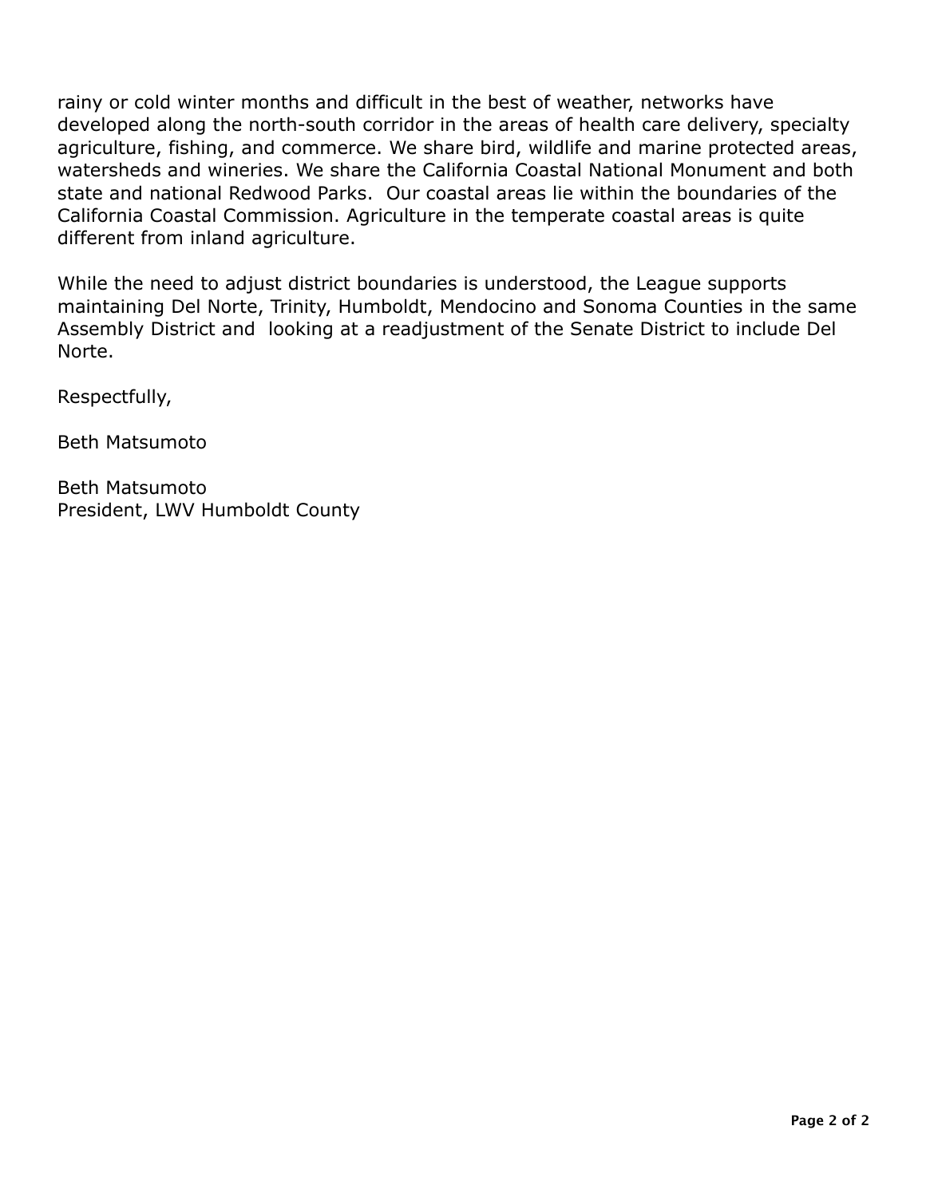rainy or cold winter months and difficult in the best of weather, networks have developed along the north-south corridor in the areas of health care delivery, specialty agriculture, fishing, and commerce. We share bird, wildlife and marine protected areas, watersheds and wineries. We share the California Coastal National Monument and both state and national Redwood Parks. Our coastal areas lie within the boundaries of the California Coastal Commission. Agriculture in the temperate coastal areas is quite different from inland agriculture.

While the need to adjust district boundaries is understood, the League supports maintaining Del Norte, Trinity, Humboldt, Mendocino and Sonoma Counties in the same Assembly District and looking at a readjustment of the Senate District to include Del Norte.

Respectfully,

Beth Matsumoto

Beth Matsumoto
President, LWV Humboldt County